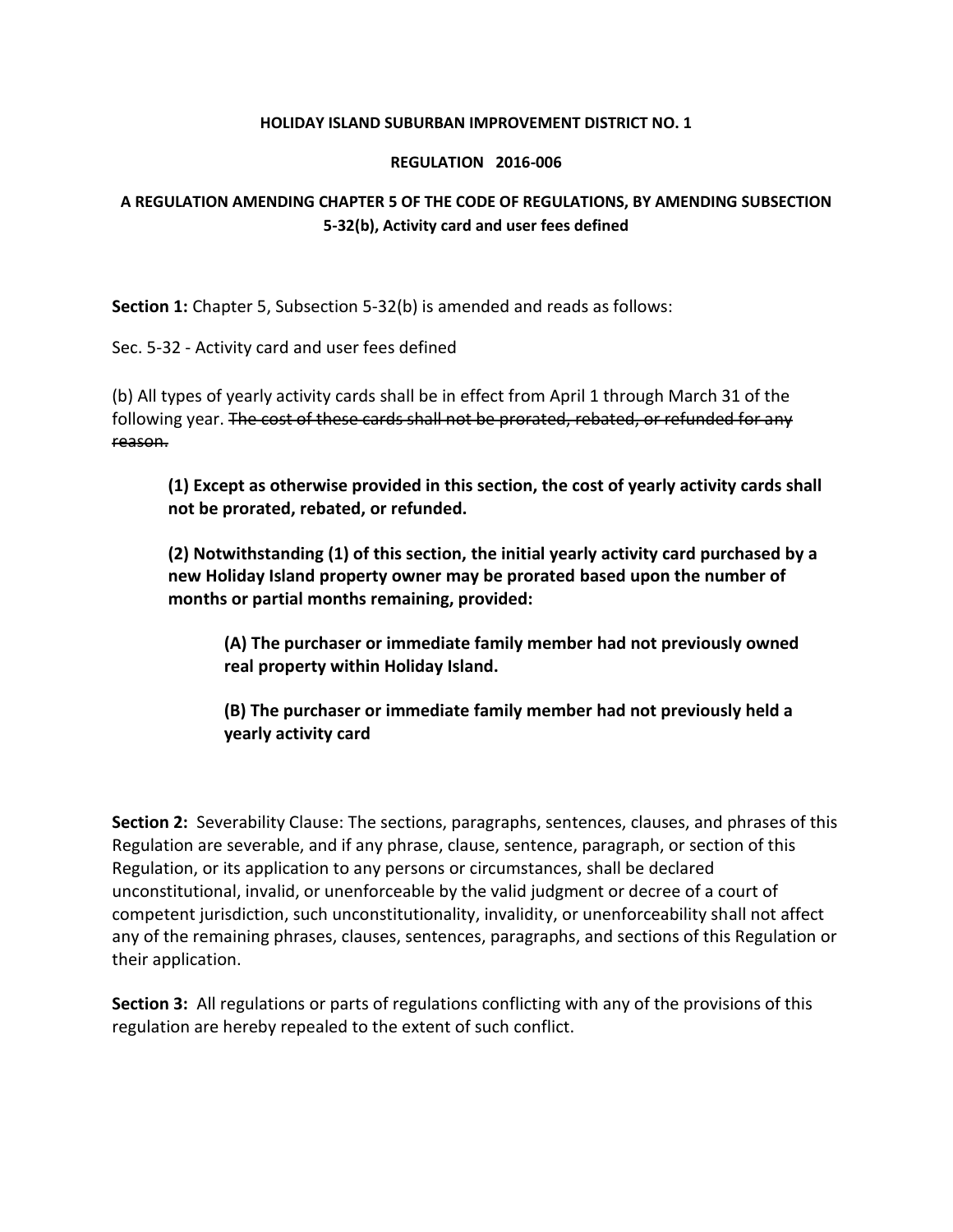**HOLIDAY ISLAND SUBURBAN IMPROVEMENT DISTRICT NO. 1**

**REGULATION 2016-006**

**A REGULATION AMENDING CHAPTER 5 OF THE CODE OF REGULATIONS, BY AMENDING SUBSECTION 5-32(b), Activity card and user fees defined**

**Section 1:** Chapter 5, Subsection 5-32(b) is amended and reads as follows:

Sec. 5-32 - Activity card and user fees defined

(b) All types of yearly activity cards shall be in effect from April 1 through March 31 of the following year. ~~The cost of these cards shall not be prorated, rebated, or refunded for any reason.~~

> **(1) Except as otherwise provided in this section, the cost of yearly activity cards shall not be prorated, rebated, or refunded.**
>
> **(2) Notwithstanding (1) of this section, the initial yearly activity card purchased by a new Holiday Island property owner may be prorated based upon the number of months or partial months remaining, provided:**
>
> > **(A) The purchaser or immediate family member had not previously owned real property within Holiday Island.**
> >
> > **(B) The purchaser or immediate family member had not previously held a yearly activity card**

**Section 2:** Severability Clause: The sections, paragraphs, sentences, clauses, and phrases of this Regulation are severable, and if any phrase, clause, sentence, paragraph, or section of this Regulation, or its application to any persons or circumstances, shall be declared unconstitutional, invalid, or unenforceable by the valid judgment or decree of a court of competent jurisdiction, such unconstitutionality, invalidity, or unenforceability shall not affect any of the remaining phrases, clauses, sentences, paragraphs, and sections of this Regulation or their application.

**Section 3:** All regulations or parts of regulations conflicting with any of the provisions of this regulation are hereby repealed to the extent of such conflict.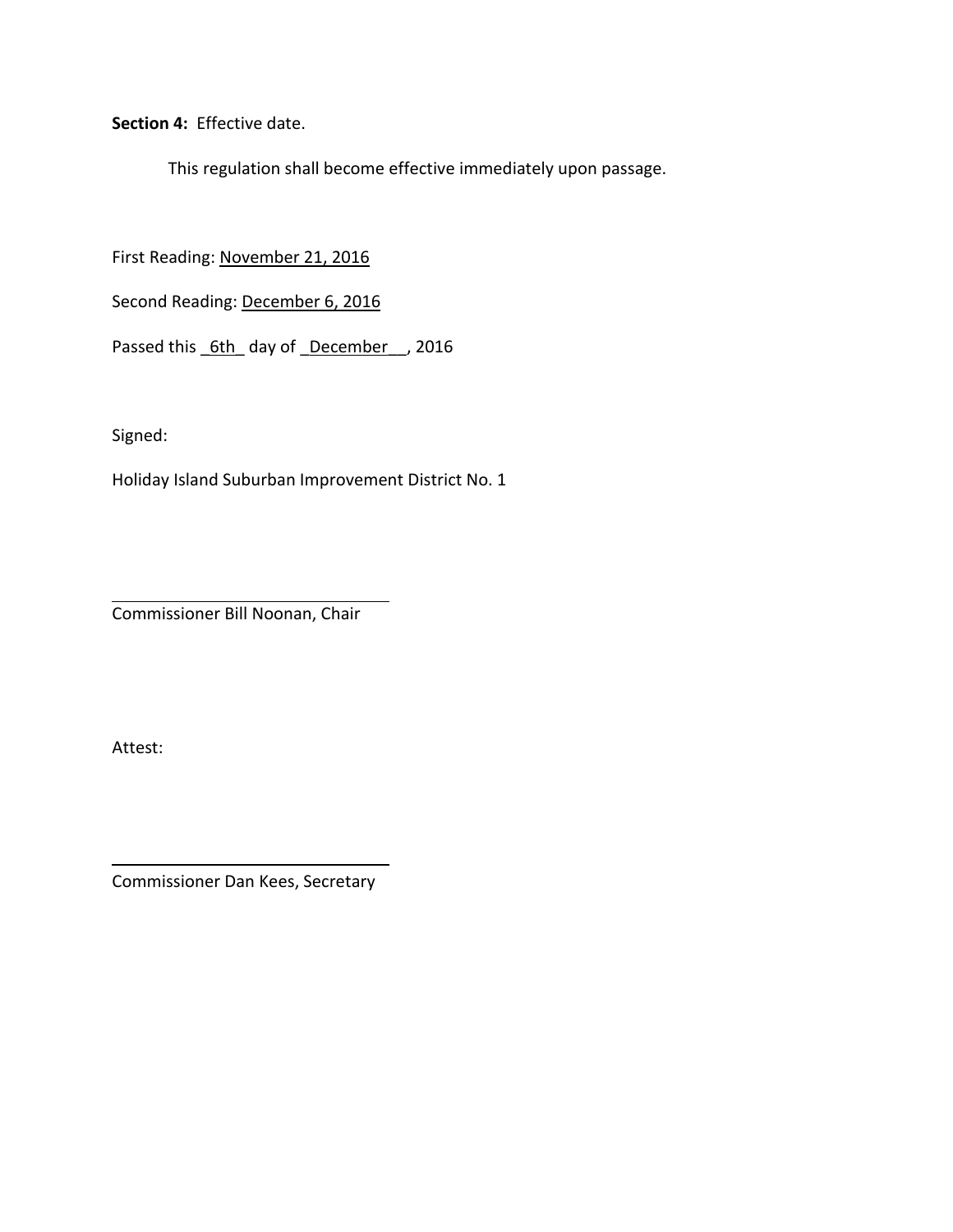**Section 4:** Effective date.

This regulation shall become effective immediately upon passage.

First Reading: November 21, 2016

Second Reading: December 6, 2016

Passed this _6th_ day of _December__, 2016

Signed:

Holiday Island Suburban Improvement District No. 1

_______________________________
Commissioner Bill Noonan, Chair

Attest:

_______________________________
Commissioner Dan Kees, Secretary